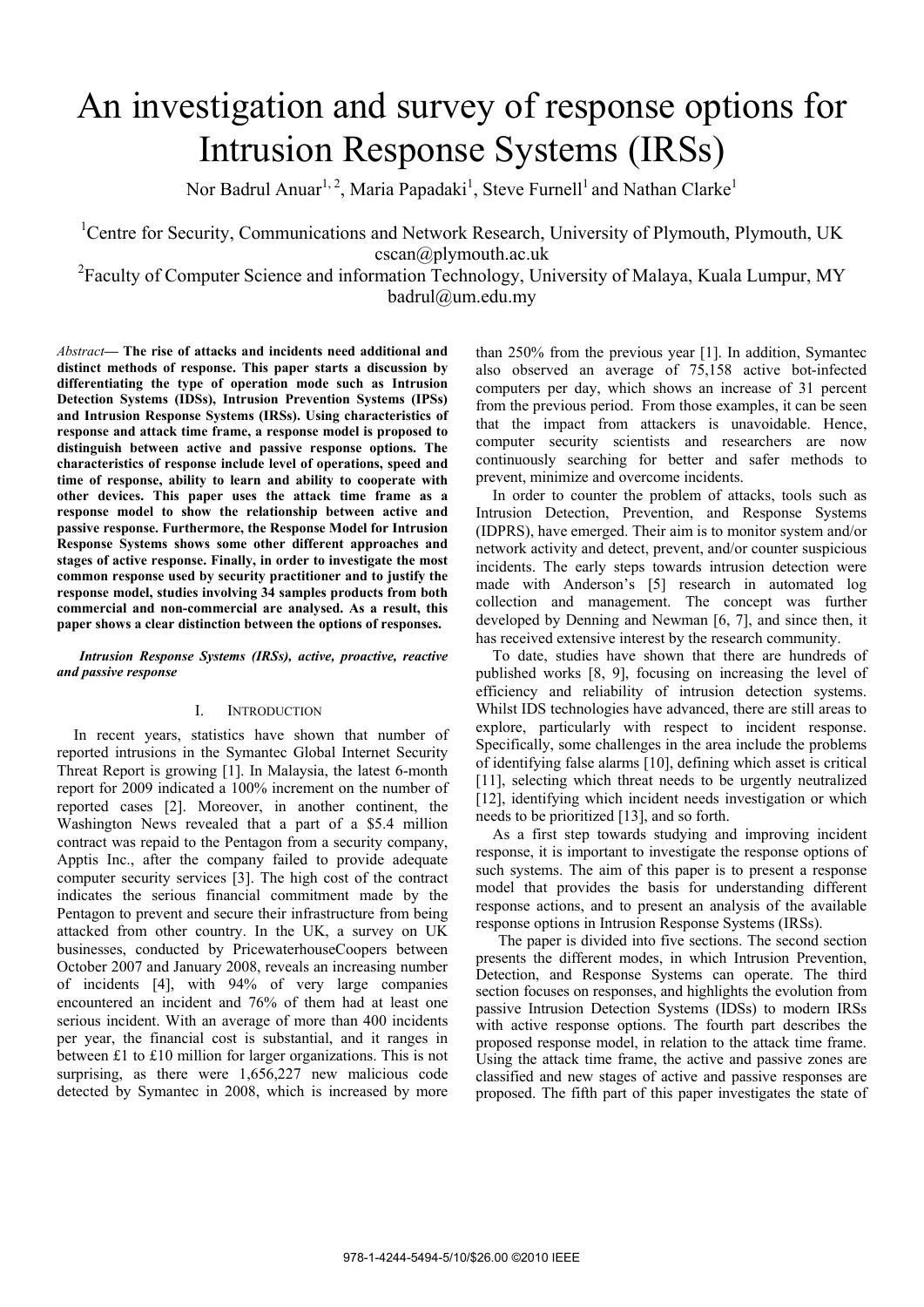# An investigation and survey of response options for Intrusion Response Systems (IRSs)

Nor Badrul Anuar[1, 2], Maria Papadaki[1], Steve Furnell[1] and Nathan Clarke[1]

[1]Centre for Security, Communications and Network Research, University of Plymouth, Plymouth, UK
cscan@plymouth.ac.uk

[2]Faculty of Computer Science and information Technology, University of Malaya, Kuala Lumpur, MY
badrul@um.edu.my

*Abstract*— **The rise of attacks and incidents need additional and distinct methods of response. This paper starts a discussion by differentiating the type of operation mode such as Intrusion Detection Systems (IDSs), Intrusion Prevention Systems (IPSs) and Intrusion Response Systems (IRSs). Using characteristics of response and attack time frame, a response model is proposed to distinguish between active and passive response options. The characteristics of response include level of operations, speed and time of response, ability to learn and ability to cooperate with other devices. This paper uses the attack time frame as a response model to show the relationship between active and passive response. Furthermore, the Response Model for Intrusion Response Systems shows some other different approaches and stages of active response. Finally, in order to investigate the most common response used by security practitioner and to justify the response model, studies involving 34 samples products from both commercial and non-commercial are analysed. As a result, this paper shows a clear distinction between the options of responses.**

***Intrusion Response Systems (IRSs), active, proactive, reactive and passive response***

## I. Introduction

In recent years, statistics have shown that number of reported intrusions in the Symantec Global Internet Security Threat Report is growing [1]. In Malaysia, the latest 6-month report for 2009 indicated a 100% increment on the number of reported cases [2]. Moreover, in another continent, the Washington News revealed that a part of a $5.4 million contract was repaid to the Pentagon from a security company, Apptis Inc., after the company failed to provide adequate computer security services [3]. The high cost of the contract indicates the serious financial commitment made by the Pentagon to prevent and secure their infrastructure from being attacked from other country. In the UK, a survey on UK businesses, conducted by PricewaterhouseCoopers between October 2007 and January 2008, reveals an increasing number of incidents [4], with 94% of very large companies encountered an incident and 76% of them had at least one serious incident. With an average of more than 400 incidents per year, the financial cost is substantial, and it ranges in between £1 to £10 million for larger organizations. This is not surprising, as there were 1,656,227 new malicious code detected by Symantec in 2008, which is increased by more than 250% from the previous year [1]. In addition, Symantec also observed an average of 75,158 active bot-infected computers per day, which shows an increase of 31 percent from the previous period. From those examples, it can be seen that the impact from attackers is unavoidable. Hence, computer security scientists and researchers are now continuously searching for better and safer methods to prevent, minimize and overcome incidents.

In order to counter the problem of attacks, tools such as Intrusion Detection, Prevention, and Response Systems (IDPRS), have emerged. Their aim is to monitor system and/or network activity and detect, prevent, and/or counter suspicious incidents. The early steps towards intrusion detection were made with Anderson's [5] research in automated log collection and management. The concept was further developed by Denning and Newman [6, 7], and since then, it has received extensive interest by the research community.

To date, studies have shown that there are hundreds of published works [8, 9], focusing on increasing the level of efficiency and reliability of intrusion detection systems. Whilst IDS technologies have advanced, there are still areas to explore, particularly with respect to incident response. Specifically, some challenges in the area include the problems of identifying false alarms [10], defining which asset is critical [11], selecting which threat needs to be urgently neutralized [12], identifying which incident needs investigation or which needs to be prioritized [13], and so forth.

As a first step towards studying and improving incident response, it is important to investigate the response options of such systems. The aim of this paper is to present a response model that provides the basis for understanding different response actions, and to present an analysis of the available response options in Intrusion Response Systems (IRSs).

The paper is divided into five sections. The second section presents the different modes, in which Intrusion Prevention, Detection, and Response Systems can operate. The third section focuses on responses, and highlights the evolution from passive Intrusion Detection Systems (IDSs) to modern IRSs with active response options. The fourth part describes the proposed response model, in relation to the attack time frame. Using the attack time frame, the active and passive zones are classified and new stages of active and passive responses are proposed. The fifth part of this paper investigates the state of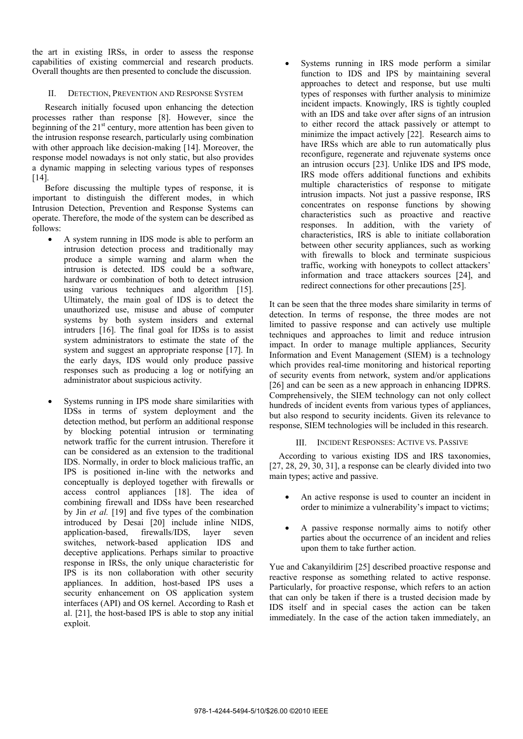the art in existing IRSs, in order to assess the response capabilities of existing commercial and research products. Overall thoughts are then presented to conclude the discussion.

## II. Detection, Prevention and Response System

Research initially focused upon enhancing the detection processes rather than response [8]. However, since the beginning of the 21st century, more attention has been given to the intrusion response research, particularly using combination with other approach like decision-making [14]. Moreover, the response model nowadays is not only static, but also provides a dynamic mapping in selecting various types of responses [14].

Before discussing the multiple types of response, it is important to distinguish the different modes, in which Intrusion Detection, Prevention and Response Systems can operate. Therefore, the mode of the system can be described as follows:

- A system running in IDS mode is able to perform an intrusion detection process and traditionally may produce a simple warning and alarm when the intrusion is detected. IDS could be a software, hardware or combination of both to detect intrusion using various techniques and algorithm [15]. Ultimately, the main goal of IDS is to detect the unauthorized use, misuse and abuse of computer systems by both system insiders and external intruders [16]. The final goal for IDSs is to assist system administrators to estimate the state of the system and suggest an appropriate response [17]. In the early days, IDS would only produce passive responses such as producing a log or notifying an administrator about suspicious activity.

- Systems running in IPS mode share similarities with IDSs in terms of system deployment and the detection method, but perform an additional response by blocking potential intrusion or terminating network traffic for the current intrusion. Therefore it can be considered as an extension to the traditional IDS. Normally, in order to block malicious traffic, an IPS is positioned in-line with the networks and conceptually is deployed together with firewalls or access control appliances [18]. The idea of combining firewall and IDSs have been researched by Jin *et al.* [19] and five types of the combination introduced by Desai [20] include inline NIDS, application-based, firewalls/IDS, layer seven switches, network-based application IDS and deceptive applications. Perhaps similar to proactive response in IRSs, the only unique characteristic for IPS is its non collaboration with other security appliances. In addition, host-based IPS uses a security enhancement on OS application system interfaces (API) and OS kernel. According to Rash et al. [21], the host-based IPS is able to stop any initial exploit.

- Systems running in IRS mode perform a similar function to IDS and IPS by maintaining several approaches to detect and response, but use multi types of responses with further analysis to minimize incident impacts. Knowingly, IRS is tightly coupled with an IDS and take over after signs of an intrusion to either record the attack passively or attempt to minimize the impact actively [22]. Research aims to have IRSs which are able to run automatically plus reconfigure, regenerate and rejuvenate systems once an intrusion occurs [23]. Unlike IDS and IPS mode, IRS mode offers additional functions and exhibits multiple characteristics of response to mitigate intrusion impacts. Not just a passive response, IRS concentrates on response functions by showing characteristics such as proactive and reactive responses. In addition, with the variety of characteristics, IRS is able to initiate collaboration between other security appliances, such as working with firewalls to block and terminate suspicious traffic, working with honeypots to collect attackers' information and trace attackers sources [24], and redirect connections for other precautions [25].

It can be seen that the three modes share similarity in terms of detection. In terms of response, the three modes are not limited to passive response and can actively use multiple techniques and approaches to limit and reduce intrusion impact. In order to manage multiple appliances, Security Information and Event Management (SIEM) is a technology which provides real-time monitoring and historical reporting of security events from network, system and/or applications [26] and can be seen as a new approach in enhancing IDPRS. Comprehensively, the SIEM technology can not only collect hundreds of incident events from various types of appliances, but also respond to security incidents. Given its relevance to response, SIEM technologies will be included in this research.

## III. Incident Responses: Active vs. Passive

According to various existing IDS and IRS taxonomies, [27, 28, 29, 30, 31], a response can be clearly divided into two main types; active and passive.

- An active response is used to counter an incident in order to minimize a vulnerability's impact to victims;

- A passive response normally aims to notify other parties about the occurrence of an incident and relies upon them to take further action.

Yue and Cakanyildirim [25] described proactive response and reactive response as something related to active response. Particularly, for proactive response, which refers to an action that can only be taken if there is a trusted decision made by IDS itself and in special cases the action can be taken immediately. In the case of the action taken immediately, an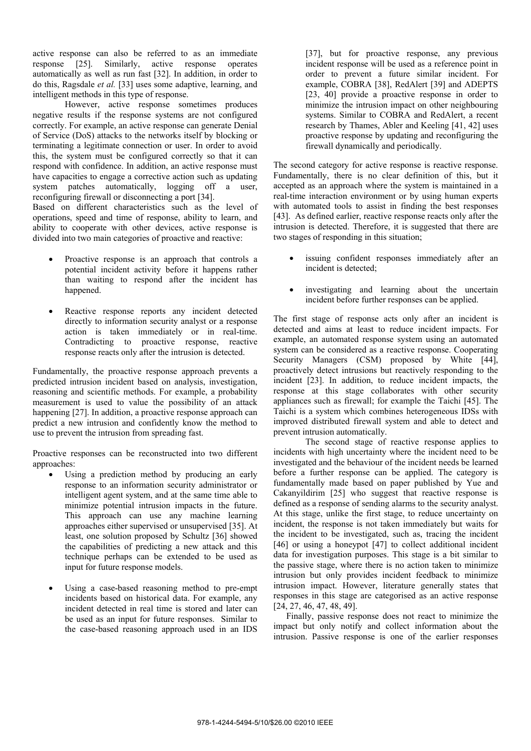active response can also be referred to as an immediate response [25]. Similarly, active response operates automatically as well as run fast [32]. In addition, in order to do this, Ragsdale *et al.* [33] uses some adaptive, learning, and intelligent methods in this type of response.

However, active response sometimes produces negative results if the response systems are not configured correctly. For example, an active response can generate Denial of Service (DoS) attacks to the networks itself by blocking or terminating a legitimate connection or user. In order to avoid this, the system must be configured correctly so that it can respond with confidence. In addition, an active response must have capacities to engage a corrective action such as updating system patches automatically, logging off a user, reconfiguring firewall or disconnecting a port [34].

Based on different characteristics such as the level of operations, speed and time of response, ability to learn, and ability to cooperate with other devices, active response is divided into two main categories of proactive and reactive:

- Proactive response is an approach that controls a potential incident activity before it happens rather than waiting to respond after the incident has happened.
- Reactive response reports any incident detected directly to information security analyst or a response action is taken immediately or in real-time. Contradicting to proactive response, reactive response reacts only after the intrusion is detected.

Fundamentally, the proactive response approach prevents a predicted intrusion incident based on analysis, investigation, reasoning and scientific methods. For example, a probability measurement is used to value the possibility of an attack happening [27]. In addition, a proactive response approach can predict a new intrusion and confidently know the method to use to prevent the intrusion from spreading fast.

Proactive responses can be reconstructed into two different approaches:

- Using a prediction method by producing an early response to an information security administrator or intelligent agent system, and at the same time able to minimize potential intrusion impacts in the future. This approach can use any machine learning approaches either supervised or unsupervised [35]. At least, one solution proposed by Schultz [36] showed the capabilities of predicting a new attack and this technique perhaps can be extended to be used as input for future response models.
- Using a case-based reasoning method to pre-empt incidents based on historical data. For example, any incident detected in real time is stored and later can be used as an input for future responses. Similar to the case-based reasoning approach used in an IDS [37], but for proactive response, any previous incident response will be used as a reference point in order to prevent a future similar incident. For example, COBRA [38], RedAlert [39] and ADEPTS [23, 40] provide a proactive response in order to minimize the intrusion impact on other neighbouring systems. Similar to COBRA and RedAlert, a recent research by Thames, Abler and Keeling [41, 42] uses proactive response by updating and reconfiguring the firewall dynamically and periodically.

The second category for active response is reactive response. Fundamentally, there is no clear definition of this, but it accepted as an approach where the system is maintained in a real-time interaction environment or by using human experts with automated tools to assist in finding the best responses [43]. As defined earlier, reactive response reacts only after the intrusion is detected. Therefore, it is suggested that there are two stages of responding in this situation;

- issuing confident responses immediately after an incident is detected;
- investigating and learning about the uncertain incident before further responses can be applied.

The first stage of response acts only after an incident is detected and aims at least to reduce incident impacts. For example, an automated response system using an automated system can be considered as a reactive response. Cooperating Security Managers (CSM) proposed by White [44], proactively detect intrusions but reactively responding to the incident [23]. In addition, to reduce incident impacts, the response at this stage collaborates with other security appliances such as firewall; for example the Taichi [45]. The Taichi is a system which combines heterogeneous IDSs with improved distributed firewall system and able to detect and prevent intrusion automatically.

The second stage of reactive response applies to incidents with high uncertainty where the incident need to be investigated and the behaviour of the incident needs be learned before a further response can be applied. The category is fundamentally made based on paper published by Yue and Cakanyildirim [25] who suggest that reactive response is defined as a response of sending alarms to the security analyst. At this stage, unlike the first stage, to reduce uncertainty on incident, the response is not taken immediately but waits for the incident to be investigated, such as, tracing the incident [46] or using a honeypot [47] to collect additional incident data for investigation purposes. This stage is a bit similar to the passive stage, where there is no action taken to minimize intrusion but only provides incident feedback to minimize intrusion impact. However, literature generally states that responses in this stage are categorised as an active response [24, 27, 46, 47, 48, 49].

Finally, passive response does not react to minimize the impact but only notify and collect information about the intrusion. Passive response is one of the earlier responses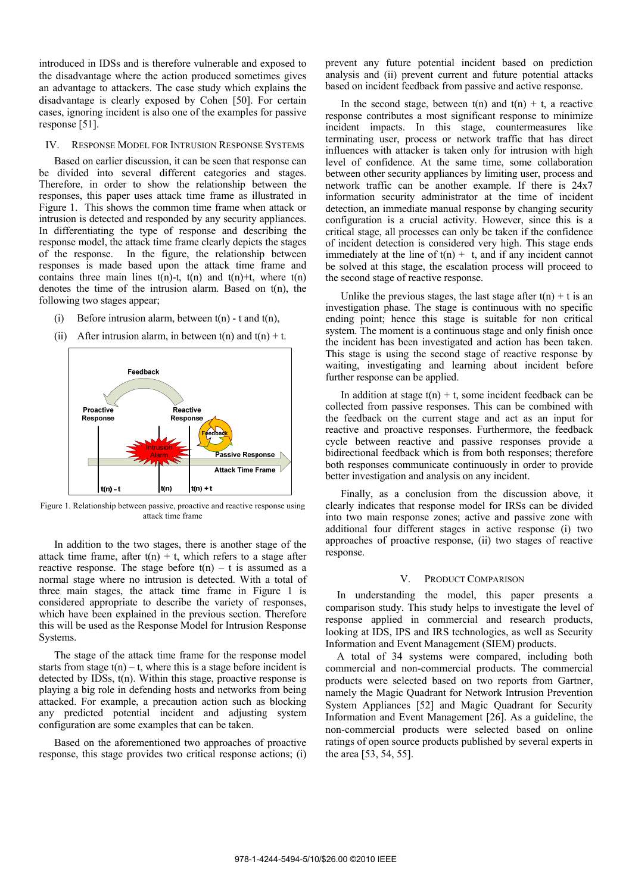introduced in IDSs and is therefore vulnerable and exposed to the disadvantage where the action produced sometimes gives an advantage to attackers. The case study which explains the disadvantage is clearly exposed by Cohen [50]. For certain cases, ignoring incident is also one of the examples for passive response [51].

## IV. Response Model for Intrusion Response Systems

Based on earlier discussion, it can be seen that response can be divided into several different categories and stages. Therefore, in order to show the relationship between the responses, this paper uses attack time frame as illustrated in Figure 1. This shows the common time frame when attack or intrusion is detected and responded by any security appliances. In differentiating the type of response and describing the response model, the attack time frame clearly depicts the stages of the response. In the figure, the relationship between responses is made based upon the attack time frame and contains three main lines t(n)-t, t(n) and t(n)+t, where t(n) denotes the time of the intrusion alarm. Based on t(n), the following two stages appear;

(i) Before intrusion alarm, between t(n) - t and t(n),

(ii) After intrusion alarm, in between t(n) and t(n) + t.

Feedback
Proactive Response
Reactive Response
Feedback
Intrusion Alarm
Passive Response
Attack Time Frame
t(n) - t
t(n)
t(n) + t

Figure 1. Relationship between passive, proactive and reactive response using attack time frame

In addition to the two stages, there is another stage of the attack time frame, after t(n) + t, which refers to a stage after reactive response. The stage before t(n) – t is assumed as a normal stage where no intrusion is detected. With a total of three main stages, the attack time frame in Figure 1 is considered appropriate to describe the variety of responses, which have been explained in the previous section. Therefore this will be used as the Response Model for Intrusion Response Systems.

The stage of the attack time frame for the response model starts from stage t(n) – t, where this is a stage before incident is detected by IDSs, t(n). Within this stage, proactive response is playing a big role in defending hosts and networks from being attacked. For example, a precaution action such as blocking any predicted potential incident and adjusting system configuration are some examples that can be taken.

Based on the aforementioned two approaches of proactive response, this stage provides two critical response actions; (i) prevent any future potential incident based on prediction analysis and (ii) prevent current and future potential attacks based on incident feedback from passive and active response.

In the second stage, between t(n) and t(n) + t, a reactive response contributes a most significant response to minimize incident impacts. In this stage, countermeasures like terminating user, process or network traffic that has direct influences with attacker is taken only for intrusion with high level of confidence. At the same time, some collaboration between other security appliances by limiting user, process and network traffic can be another example. If there is 24x7 information security administrator at the time of incident detection, an immediate manual response by changing security configuration is a crucial activity. However, since this is a critical stage, all processes can only be taken if the confidence of incident detection is considered very high. This stage ends immediately at the line of t(n) + t, and if any incident cannot be solved at this stage, the escalation process will proceed to the second stage of reactive response.

Unlike the previous stages, the last stage after t(n) + t is an investigation phase. The stage is continuous with no specific ending point; hence this stage is suitable for non critical system. The moment is a continuous stage and only finish once the incident has been investigated and action has been taken. This stage is using the second stage of reactive response by waiting, investigating and learning about incident before further response can be applied.

In addition at stage t(n) + t, some incident feedback can be collected from passive responses. This can be combined with the feedback on the current stage and act as an input for reactive and proactive responses. Furthermore, the feedback cycle between reactive and passive responses provide a bidirectional feedback which is from both responses; therefore both responses communicate continuously in order to provide better investigation and analysis on any incident.

Finally, as a conclusion from the discussion above, it clearly indicates that response model for IRSs can be divided into two main response zones; active and passive zone with additional four different stages in active response (i) two approaches of proactive response, (ii) two stages of reactive response.

## V. Product Comparison

In understanding the model, this paper presents a comparison study. This study helps to investigate the level of response applied in commercial and research products, looking at IDS, IPS and IRS technologies, as well as Security Information and Event Management (SIEM) products.

A total of 34 systems were compared, including both commercial and non-commercial products. The commercial products were selected based on two reports from Gartner, namely the Magic Quadrant for Network Intrusion Prevention System Appliances [52] and Magic Quadrant for Security Information and Event Management [26]. As a guideline, the non-commercial products were selected based on online ratings of open source products published by several experts in the area [53, 54, 55].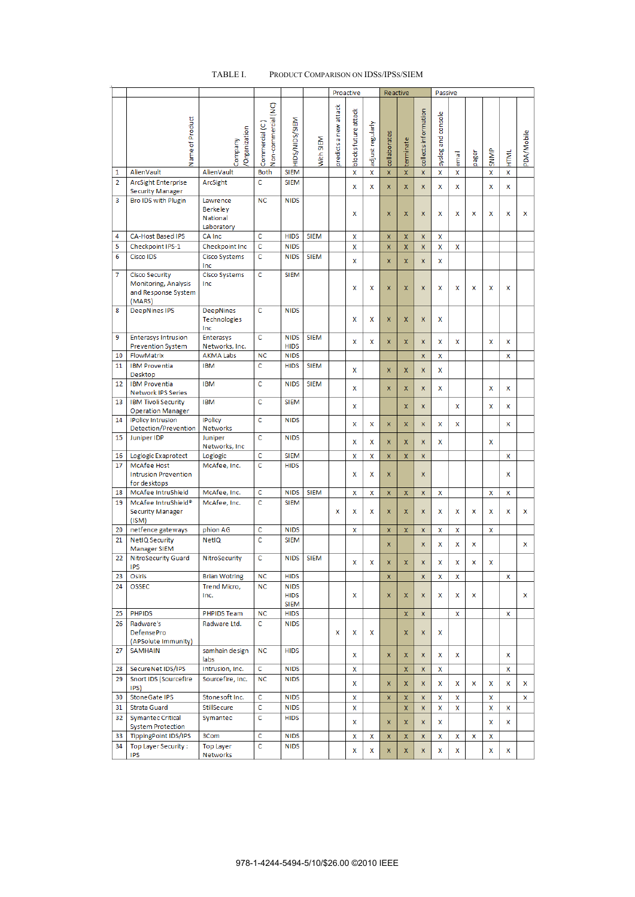TABLE I. PRODUCT COMPARISON ON IDSS/IPSS/SIEM

| | | | | | | Proactive | | | Reactive | | | Passive | | | | | |
|---|---|---|---|---|---|---|---|---|---|---|---|---|---|---|---|---|---|
| | Name of Product | Company /Organization | Commercial (C) Non-commercial (NC) | HIDS/NIDS/SIEM | With SIEM | predicts a new attack | blocks future attack | adjust regularly | collaborates | terminate | collects information | syslog and console | email | pager | SNMP | HTML | PDA/Mobile |
| 1 | AlienVault | AlienVault | Both | SIEM | | | x | x | x | x | x | x | x | | x | x | |
| 2 | ArcSight Enterprise Security Manager | ArcSight | C | SIEM | | | x | x | x | x | x | x | x | | x | x | |
| 3 | Bro IDS with Plugin | Lawrence Berkeley National Laboratory | NC | NIDS | | | x | | x | x | x | x | x | x | x | x | x |
| 4 | CA-Host Based IPS | CA Inc | C | HIDS | SIEM | | x | | x | x | x | x | | | | | |
| 5 | Checkpoint IPS-1 | Checkpoint Inc | C | NIDS | | | x | | x | x | x | x | x | | | | |
| 6 | Cisco IDS | Cisco Systems Inc | C | NIDS | SIEM | | x | | x | x | x | x | | | | | |
| 7 | Cisco Security Monitoring, Analysis and Response System (MARS) | Cisco Systems Inc | C | SIEM | | | x | x | x | x | x | x | x | x | x | x | |
| 8 | DeepNines IPS | DeepNines Technologies Inc | C | NIDS | | | x | x | x | x | x | x | | | | | |
| 9 | Enterasys Intrusion Prevention System | Enterasys Networks, Inc. | C | NIDS HIDS | SIEM | | x | x | x | x | x | x | x | | x | x | |
| 10 | FlowMatrix | AKMA Labs | NC | NIDS | | | | | | | x | x | | | | x | |
| 11 | IBM Proventia Desktop | IBM | C | HIDS | SIEM | | x | | x | x | x | x | | | | | |
| 12 | IBM Proventia Network IPS Series | IBM | C | NIDS | SIEM | | x | | x | x | x | x | | | x | x | |
| 13 | IBM Tivoli Security Operation Manager | IBM | C | SIEM | | | x | | | x | x | | x | | x | x | |
| 14 | iPolicy Intrusion Detection/Prevention | iPolicy Networks | C | NIDS | | | x | x | x | x | x | x | x | | | x | |
| 15 | Juniper IDP | Juniper Networks, Inc | C | NIDS | | | x | x | x | x | x | x | | | x | | |
| 16 | Loglogic Exaprotect | Loglogic | C | SIEM | | | x | x | x | x | x | | | | | x | |
| 17 | McAfee Host Intrusion Prevention for desktops | McAfee, Inc. | C | HIDS | | | x | x | x | | x | | | | | x | |
| 18 | McAfee IntruShield | McAfee, Inc. | C | NIDS | SIEM | | x | x | x | x | x | x | | | x | x | |
| 19 | McAfee IntruShield® Security Manager (ISM) | McAfee, Inc. | C | SIEM | | x | x | x | x | x | x | x | x | x | x | x | x |
| 20 | netfence gateways | phion AG | C | NIDS | | | x | | x | x | x | x | x | | x | | |
| 21 | NetIQ Security Manager SIEM | NetIQ | C | SIEM | | | | | x | | x | x | x | x | | | x |
| 22 | NitroSecurity Guard IPS | NitroSecurity | C | NIDS | SIEM | | x | x | x | x | x | x | x | x | x | | |
| 23 | Osiris | Brian Wotring | NC | HIDS | | | | | x | | x | x | x | | | x | |
| 24 | OSSEC | Trend Micro, Inc. | NC | NIDS HIDS SIEM | | | x | | x | x | x | x | x | x | | | x |
| 25 | PHPIDS | PHPIDS Team | NC | HIDS | | | | | | x | x | | x | | | x | |
| 26 | Radware's DefensePro (APSolute Immunity) | Radware Ltd. | C | NIDS | | x | x | x | | x | x | x | | | | | |
| 27 | SAMHAIN | samhain design labs | NC | HIDS | | | x | | x | x | x | x | x | | | x | |
| 28 | SecureNet IDS/IPS | Intrusion, Inc. | C | NIDS | | | x | | | x | x | x | | | | x | |
| 29 | Snort IDS (Sourcefire IPS) | Sourcefire, Inc. | NC | NIDS | | | x | | x | x | x | x | x | x | x | x | x |
| 30 | StoneGate IPS | Stonesoft Inc. | C | NIDS | | | x | | x | x | x | x | x | | x | | x |
| 31 | Strata Guard | StillSecure | C | NIDS | | | x | | | x | x | x | x | | x | x | |
| 32 | Symantec Critical System Protection | Symantec | C | HIDS | | | x | | x | x | x | x | | | x | x | |
| 33 | TippingPoint IDS/IPS | 3Com | C | NIDS | | | x | x | x | x | x | x | x | x | x | | |
| 34 | Top Layer Security : IPS | Top Layer Networks | C | NIDS | | | x | x | x | x | x | x | x | | x | x | |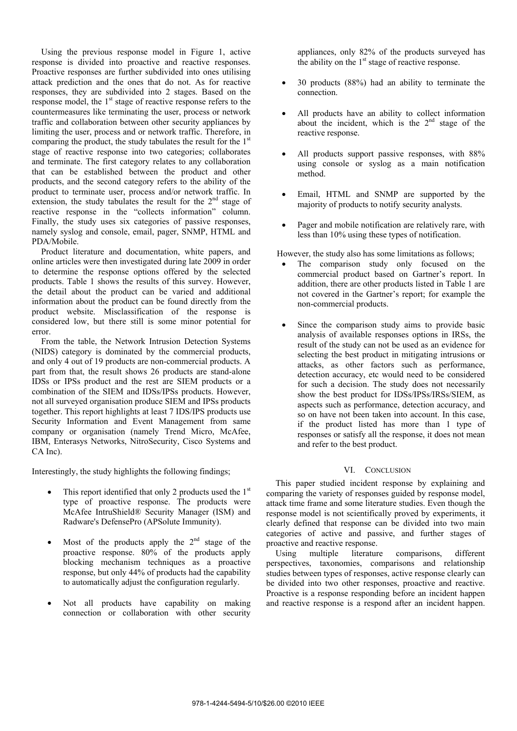Using the previous response model in Figure 1, active response is divided into proactive and reactive responses. Proactive responses are further subdivided into ones utilising attack prediction and the ones that do not. As for reactive responses, they are subdivided into 2 stages. Based on the response model, the 1st stage of reactive response refers to the countermeasures like terminating the user, process or network traffic and collaboration between other security appliances by limiting the user, process and or network traffic. Therefore, in comparing the product, the study tabulates the result for the 1st stage of reactive response into two categories; collaborates and terminate. The first category relates to any collaboration that can be established between the product and other products, and the second category refers to the ability of the product to terminate user, process and/or network traffic. In extension, the study tabulates the result for the 2nd stage of reactive response in the "collects information" column. Finally, the study uses six categories of passive responses, namely syslog and console, email, pager, SNMP, HTML and PDA/Mobile.

Product literature and documentation, white papers, and online articles were then investigated during late 2009 in order to determine the response options offered by the selected products. Table 1 shows the results of this survey. However, the detail about the product can be varied and additional information about the product can be found directly from the product website. Misclassification of the response is considered low, but there still is some minor potential for error.

From the table, the Network Intrusion Detection Systems (NIDS) category is dominated by the commercial products, and only 4 out of 19 products are non-commercial products. A part from that, the result shows 26 products are stand-alone IDSs or IPSs product and the rest are SIEM products or a combination of the SIEM and IDSs/IPSs products. However, not all surveyed organisation produce SIEM and IPSs products together. This report highlights at least 7 IDS/IPS products use Security Information and Event Management from same company or organisation (namely Trend Micro, McAfee, IBM, Enterasys Networks, NitroSecurity, Cisco Systems and CA Inc).

Interestingly, the study highlights the following findings;

- This report identified that only 2 products used the 1st type of proactive response. The products were McAfee IntruShield® Security Manager (ISM) and Radware's DefensePro (APSolute Immunity).
- Most of the products apply the 2nd stage of the proactive response. 80% of the products apply blocking mechanism techniques as a proactive response, but only 44% of products had the capability to automatically adjust the configuration regularly.
- Not all products have capability on making connection or collaboration with other security appliances, only 82% of the products surveyed has the ability on the 1st stage of reactive response.
- 30 products (88%) had an ability to terminate the connection.
- All products have an ability to collect information about the incident, which is the 2nd stage of the reactive response.
- All products support passive responses, with 88% using console or syslog as a main notification method.
- Email, HTML and SNMP are supported by the majority of products to notify security analysts.
- Pager and mobile notification are relatively rare, with less than 10% using these types of notification.

However, the study also has some limitations as follows;

- The comparison study only focused on the commercial product based on Gartner's report. In addition, there are other products listed in Table 1 are not covered in the Gartner's report; for example the non-commercial products.
- Since the comparison study aims to provide basic analysis of available responses options in IRSs, the result of the study can not be used as an evidence for selecting the best product in mitigating intrusions or attacks, as other factors such as performance, detection accuracy, etc would need to be considered for such a decision. The study does not necessarily show the best product for IDSs/IPSs/IRSs/SIEM, as aspects such as performance, detection accuracy, and so on have not been taken into account. In this case, if the product listed has more than 1 type of responses or satisfy all the response, it does not mean and refer to the best product.

## VI. CONCLUSION

This paper studied incident response by explaining and comparing the variety of responses guided by response model, attack time frame and some literature studies. Even though the response model is not scientifically proved by experiments, it clearly defined that response can be divided into two main categories of active and passive, and further stages of proactive and reactive response.

Using multiple literature comparisons, different perspectives, taxonomies, comparisons and relationship studies between types of responses, active response clearly can be divided into two other responses, proactive and reactive. Proactive is a response responding before an incident happen and reactive response is a respond after an incident happen.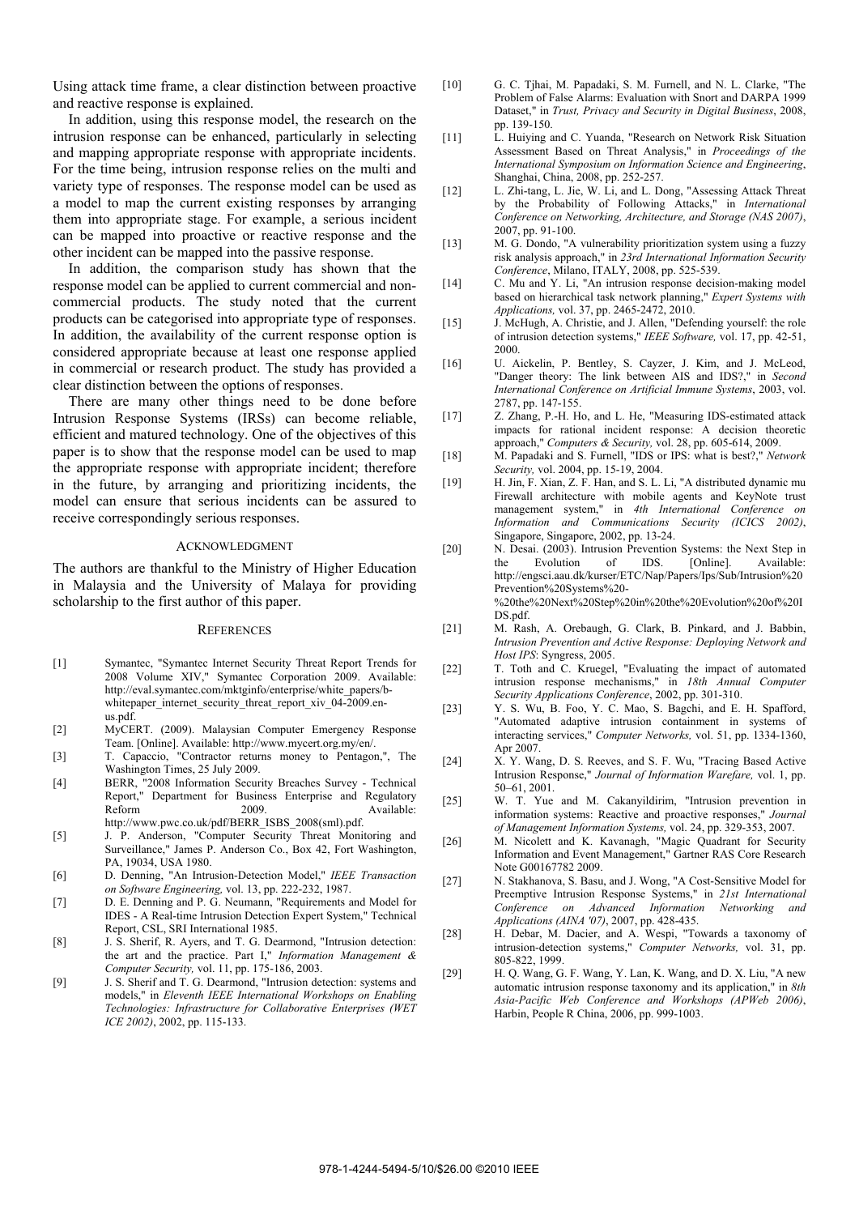Using attack time frame, a clear distinction between proactive and reactive response is explained.

In addition, using this response model, the research on the intrusion response can be enhanced, particularly in selecting and mapping appropriate response with appropriate incidents. For the time being, intrusion response relies on the multi and variety type of responses. The response model can be used as a model to map the current existing responses by arranging them into appropriate stage. For example, a serious incident can be mapped into proactive or reactive response and the other incident can be mapped into the passive response.

In addition, the comparison study has shown that the response model can be applied to current commercial and non-commercial products. The study noted that the current products can be categorised into appropriate type of responses. In addition, the availability of the current response option is considered appropriate because at least one response applied in commercial or research product. The study has provided a clear distinction between the options of responses.

There are many other things need to be done before Intrusion Response Systems (IRSs) can become reliable, efficient and matured technology. One of the objectives of this paper is to show that the response model can be used to map the appropriate response with appropriate incident; therefore in the future, by arranging and prioritizing incidents, the model can ensure that serious incidents can be assured to receive correspondingly serious responses.

## ACKNOWLEDGMENT

The authors are thankful to the Ministry of Higher Education in Malaysia and the University of Malaya for providing scholarship to the first author of this paper.

## REFERENCES

[1] Symantec, "Symantec Internet Security Threat Report Trends for 2008 Volume XIV," Symantec Corporation 2009. Available: http://eval.symantec.com/mktginfo/enterprise/white_papers/b-whitepaper_internet_security_threat_report_xiv_04-2009.en-us.pdf.

[2] MyCERT. (2009). Malaysian Computer Emergency Response Team. [Online]. Available: http://www.mycert.org.my/en/.

[3] T. Capaccio, "Contractor returns money to Pentagon,", The Washington Times, 25 July 2009.

[4] BERR, "2008 Information Security Breaches Survey - Technical Report," Department for Business Enterprise and Regulatory Reform 2009. Available: http://www.pwc.co.uk/pdf/BERR_ISBS_2008(sml).pdf.

[5] J. P. Anderson, "Computer Security Threat Monitoring and Surveillance," James P. Anderson Co., Box 42, Fort Washington, PA, 19034, USA 1980.

[6] D. Denning, "An Intrusion-Detection Model," *IEEE Transaction on Software Engineering,* vol. 13, pp. 222-232, 1987.

[7] D. E. Denning and P. G. Neumann, "Requirements and Model for IDES - A Real-time Intrusion Detection Expert System," Technical Report, CSL, SRI International 1985.

[8] J. S. Sherif, R. Ayers, and T. G. Dearmond, "Intrusion detection: the art and the practice. Part I," *Information Management & Computer Security,* vol. 11, pp. 175-186, 2003.

[9] J. S. Sherif and T. G. Dearmond, "Intrusion detection: systems and models," in *Eleventh IEEE International Workshops on Enabling Technologies: Infrastructure for Collaborative Enterprises (WET ICE 2002)*, 2002, pp. 115-133.

[10] G. C. Tjhai, M. Papadaki, S. M. Furnell, and N. L. Clarke, "The Problem of False Alarms: Evaluation with Snort and DARPA 1999 Dataset," in *Trust, Privacy and Security in Digital Business*, 2008, pp. 139-150.

[11] L. Huiying and C. Yuanda, "Research on Network Risk Situation Assessment Based on Threat Analysis," in *Proceedings of the International Symposium on Information Science and Engineering*, Shanghai, China, 2008, pp. 252-257.

[12] L. Zhi-tang, L. Jie, W. Li, and L. Dong, "Assessing Attack Threat by the Probability of Following Attacks," in *International Conference on Networking, Architecture, and Storage (NAS 2007)*, 2007, pp. 91-100.

[13] M. G. Dondo, "A vulnerability prioritization system using a fuzzy risk analysis approach," in *23rd International Information Security Conference*, Milano, ITALY, 2008, pp. 525-539.

[14] C. Mu and Y. Li, "An intrusion response decision-making model based on hierarchical task network planning," *Expert Systems with Applications,* vol. 37, pp. 2465-2472, 2010.

[15] J. McHugh, A. Christie, and J. Allen, "Defending yourself: the role of intrusion detection systems," *IEEE Software,* vol. 17, pp. 42-51, 2000.

[16] U. Aickelin, P. Bentley, S. Cayzer, J. Kim, and J. McLeod, "Danger theory: The link between AIS and IDS?," in *Second International Conference on Artificial Immune Systems*, 2003, vol. 2787, pp. 147-155.

[17] Z. Zhang, P.-H. Ho, and L. He, "Measuring IDS-estimated attack impacts for rational incident response: A decision theoretic approach," *Computers & Security,* vol. 28, pp. 605-614, 2009.

[18] M. Papadaki and S. Furnell, "IDS or IPS: what is best?," *Network Security,* vol. 2004, pp. 15-19, 2004.

[19] H. Jin, F. Xian, Z. F. Han, and S. L. Li, "A distributed dynamic mu Firewall architecture with mobile agents and KeyNote trust management system," in *4th International Conference on Information and Communications Security (ICICS 2002)*, Singapore, Singapore, 2002, pp. 13-24.

[20] N. Desai. (2003). Intrusion Prevention Systems: the Next Step in the Evolution of IDS. [Online]. Available: http://engsci.aau.dk/kurser/ETC/Nap/Papers/Ips/Sub/Intrusion%20Prevention%20Systems%20-%20the%20Next%20Step%20in%20the%20Evolution%20of%20IDS.pdf.

[21] M. Rash, A. Orebaugh, G. Clark, B. Pinkard, and J. Babbin, *Intrusion Prevention and Active Response: Deploying Network and Host IPS*: Syngress, 2005.

[22] T. Toth and C. Kruegel, "Evaluating the impact of automated intrusion response mechanisms," in *18th Annual Computer Security Applications Conference*, 2002, pp. 301-310.

[23] Y. S. Wu, B. Foo, Y. C. Mao, S. Bagchi, and E. H. Spafford, "Automated adaptive intrusion containment in systems of interacting services," *Computer Networks,* vol. 51, pp. 1334-1360, Apr 2007.

[24] X. Y. Wang, D. S. Reeves, and S. F. Wu, "Tracing Based Active Intrusion Response," *Journal of Information Warefare,* vol. 1, pp. 50–61, 2001.

[25] W. T. Yue and M. Cakanyildirim, "Intrusion prevention in information systems: Reactive and proactive responses," *Journal of Management Information Systems,* vol. 24, pp. 329-353, 2007.

[26] M. Nicolett and K. Kavanagh, "Magic Quadrant for Security Information and Event Management," Gartner RAS Core Research Note G00167782 2009.

[27] N. Stakhanova, S. Basu, and J. Wong, "A Cost-Sensitive Model for Preemptive Intrusion Response Systems," in *21st International Conference on Advanced Information Networking and Applications (AINA '07)*, 2007, pp. 428-435.

[28] H. Debar, M. Dacier, and A. Wespi, "Towards a taxonomy of intrusion-detection systems," *Computer Networks,* vol. 31, pp. 805-822, 1999.

[29] H. Q. Wang, G. F. Wang, Y. Lan, K. Wang, and D. X. Liu, "A new automatic intrusion response taxonomy and its application," in *8th Asia-Pacific Web Conference and Workshops (APWeb 2006)*, Harbin, People R China, 2006, pp. 999-1003.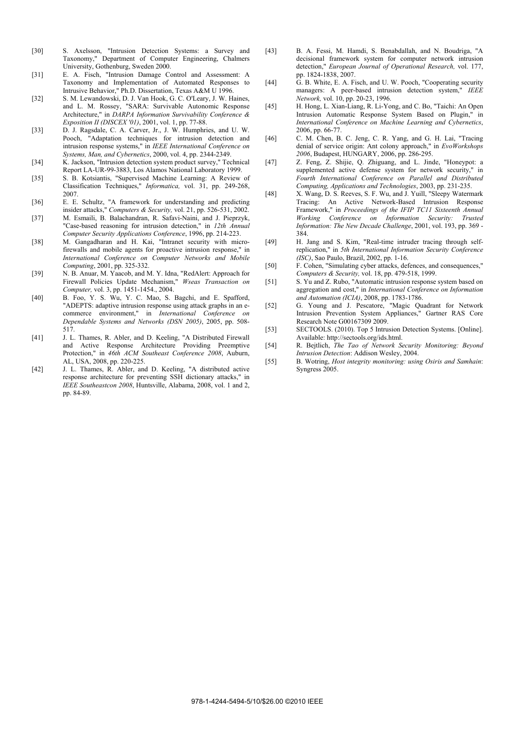[30] S. Axelsson, "Intrusion Detection Systems: a Survey and Taxonomy," Department of Computer Engineering, Chalmers University, Gothenburg, Sweden 2000.

[31] E. A. Fisch, "Intrusion Damage Control and Assessment: A Taxonomy and Implementation of Automated Responses to Intrusive Behavior," Ph.D. Dissertation, Texas A&M U 1996.

[32] S. M. Lewandowski, D. J. Van Hook, G. C. O'Leary, J. W. Haines, and L. M. Rossey, "SARA: Survivable Autonomic Response Architecture," in *DARPA Information Survivability Conference & Exposition II (DISCEX '01)*, 2001, vol. 1, pp. 77-88.

[33] D. J. Ragsdale, C. A. Carver, Jr., J. W. Humphries, and U. W. Pooch, "Adaptation techniques for intrusion detection and intrusion response systems," in *IEEE International Conference on Systems, Man, and Cybernetics*, 2000, vol. 4, pp. 2344-2349.

[34] K. Jackson, "Intrusion detection system product survey," Technical Report LA-UR-99-3883, Los Alamos National Laboratory 1999.

[35] S. B. Kotsiantis, "Supervised Machine Learning: A Review of Classification Techniques," *Informatica,* vol. 31, pp. 249-268, 2007.

[36] E. E. Schultz, "A framework for understanding and predicting insider attacks," *Computers & Security,* vol. 21, pp. 526-531, 2002.

[37] M. Esmaili, B. Balachandran, R. Safavi-Naini, and J. Pieprzyk, "Case-based reasoning for intrusion detection," in *12th Annual Computer Security Applications Conference*, 1996, pp. 214-223.

[38] M. Gangadharan and H. Kai, "Intranet security with micro-firewalls and mobile agents for proactive intrusion response," in *International Conference on Computer Networks and Mobile Computing*, 2001, pp. 325-332.

[39] N. B. Anuar, M. Yaacob, and M. Y. Idna, "RedAlert: Approach for Firewall Policies Update Mechanism," *Wseas Transaction on Computer,* vol. 3, pp. 1451-1454., 2004.

[40] B. Foo, Y. S. Wu, Y. C. Mao, S. Bagchi, and E. Spafford, "ADEPTS: adaptive intrusion response using attack graphs in an e-commerce environment," in *International Conference on Dependable Systems and Networks (DSN 2005)*, 2005, pp. 508-517.

[41] J. L. Thames, R. Abler, and D. Keeling, "A Distributed Firewall and Active Response Architecture Providing Preemptive Protection," in *46th ACM Southeast Conference 2008*, Auburn, AL, USA, 2008, pp. 220-225.

[42] J. L. Thames, R. Abler, and D. Keeling, "A distributed active response architecture for preventing SSH dictionary attacks," in *IEEE Southeastcon 2008*, Huntsville, Alabama, 2008, vol. 1 and 2, pp. 84-89.

[43] B. A. Fessi, M. Hamdi, S. Benabdallah, and N. Boudriga, "A decisional framework system for computer network intrusion detection," *European Journal of Operational Research,* vol. 177, pp. 1824-1838, 2007.

[44] G. B. White, E. A. Fisch, and U. W. Pooch, "Cooperating security managers: A peer-based intrusion detection system," *IEEE Network,* vol. 10, pp. 20-23, 1996.

[45] H. Hong, L. Xian-Liang, R. Li-Yong, and C. Bo, "Taichi: An Open Intrusion Automatic Response System Based on Plugin," in *International Conference on Machine Learning and Cybernetics*, 2006, pp. 66-77.

[46] C. M. Chen, B. C. Jeng, C. R. Yang, and G. H. Lai, "Tracing denial of service origin: Ant colony approach," in *EvoWorkshops 2006*, Budapest, HUNGARY, 2006, pp. 286-295.

[47] Z. Feng, Z. Shijie, Q. Zhiguang, and L. Jinde, "Honeypot: a supplemented active defense system for network security," in *Fourth International Conference on Parallel and Distributed Computing, Applications and Technologies*, 2003, pp. 231-235.

[48] X. Wang, D. S. Reeves, S. F. Wu, and J. Yuill, "Sleepy Watermark Tracing: An Active Network-Based Intrusion Response Framework," in *Proceedings of the IFIP TC11 Sixteenth Annual Working Conference on Information Security: Trusted Information: The New Decade Challenge*, 2001, vol. 193, pp. 369 - 384.

[49] H. Jang and S. Kim, "Real-time intruder tracing through self-replication," in *5th International Information Security Conference (ISC)*, Sao Paulo, Brazil, 2002, pp. 1-16.

[50] F. Cohen, "Simulating cyber attacks, defences, and consequences," *Computers & Security,* vol. 18, pp. 479-518, 1999.

[51] S. Yu and Z. Rubo, "Automatic intrusion response system based on aggregation and cost," in *International Conference on Information and Automation (ICIA)*, 2008, pp. 1783-1786.

[52] G. Young and J. Pescatore, "Magic Quadrant for Network Intrusion Prevention System Appliances," Gartner RAS Core Research Note G00167309 2009.

[53] SECTOOLS. (2010). Top 5 Intrusion Detection Systems. [Online]. Available: http://sectools.org/ids.html.

[54] R. Bejtlich, *The Tao of Network Security Monitoring: Beyond Intrusion Detection*: Addison Wesley, 2004.

[55] B. Wotring, *Host integrity monitoring: using Osiris and Samhain*: Syngress 2005.

978-1-4244-5494-5/10/$26.00 ©2010 IEEE